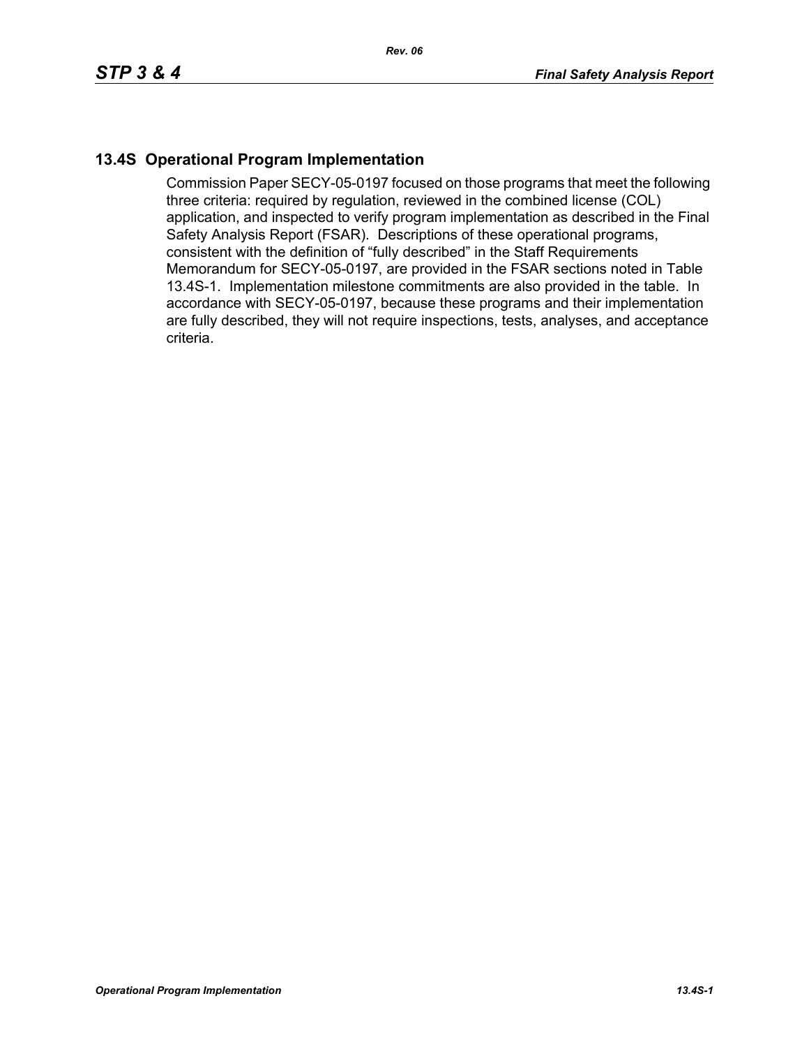## 13.4S Operational Program Implementation

Commission Paper SECY-05-0197 focused on those programs that meet the following three criteria: required by regulation, reviewed in the combined license (COL) application, and inspected to verify program implementation as described in the Final Safety Analysis Report (FSAR). Descriptions of these operational programs, consistent with the definition of "fully described" in the Staff Requirements Memorandum for SECY-05-0197, are provided in the FSAR sections noted in Table 13.4S-1. Implementation milestone commitments are also provided in the table. In accordance with SECY-05-0197, because these programs and their implementation are fully described, they will not require inspections, tests, analyses, and acceptance criteria.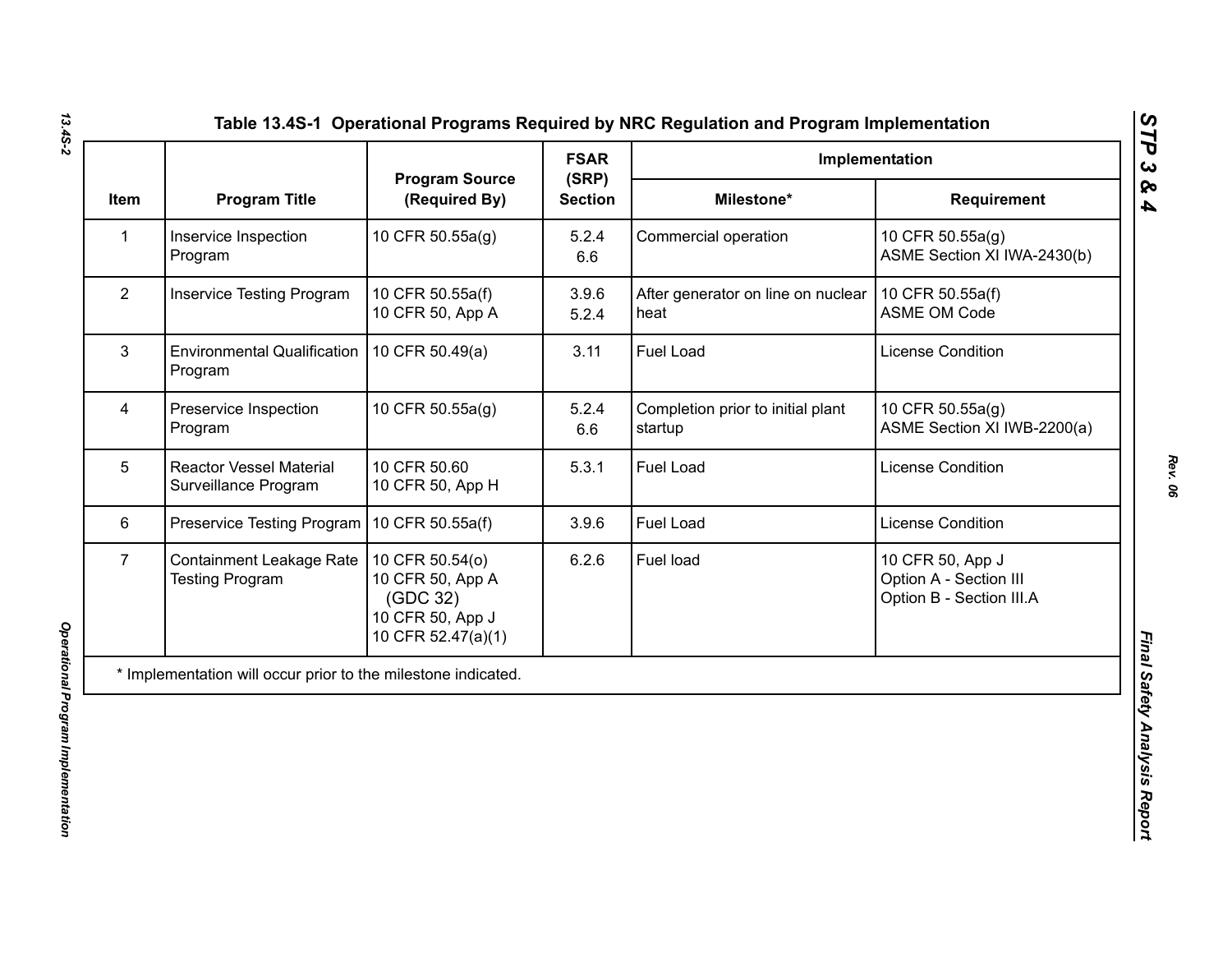### Table 13.4S-1 Operational Programs Required by NRC Regulation and Program Implementation

| Item | Program Title | Program Source (Required By) | FSAR (SRP) Section | Implementation | |
|---|---|---|---|---|---|
| | | | | Milestone* | Requirement |
| 1 | Inservice Inspection Program | 10 CFR 50.55a(g) | 5.2.4<br>6.6 | Commercial operation | 10 CFR 50.55a(g)<br>ASME Section XI IWA-2430(b) |
| 2 | Inservice Testing Program | 10 CFR 50.55a(f)<br>10 CFR 50, App A | 3.9.6<br>5.2.4 | After generator on line on nuclear heat | 10 CFR 50.55a(f)<br>ASME OM Code |
| 3 | Environmental Qualification Program | 10 CFR 50.49(a) | 3.11 | Fuel Load | License Condition |
| 4 | Preservice Inspection Program | 10 CFR 50.55a(g) | 5.2.4<br>6.6 | Completion prior to initial plant startup | 10 CFR 50.55a(g)<br>ASME Section XI IWB-2200(a) |
| 5 | Reactor Vessel Material Surveillance Program | 10 CFR 50.60<br>10 CFR 50, App H | 5.3.1 | Fuel Load | License Condition |
| 6 | Preservice Testing Program | 10 CFR 50.55a(f) | 3.9.6 | Fuel Load | License Condition |
| 7 | Containment Leakage Rate Testing Program | 10 CFR 50.54(o)<br>10 CFR 50, App A (GDC 32)<br>10 CFR 50, App J<br>10 CFR 52.47(a)(1) | 6.2.6 | Fuel load | 10 CFR 50, App J<br>Option A - Section III<br>Option B - Section III.A |

* Implementation will occur prior to the milestone indicated.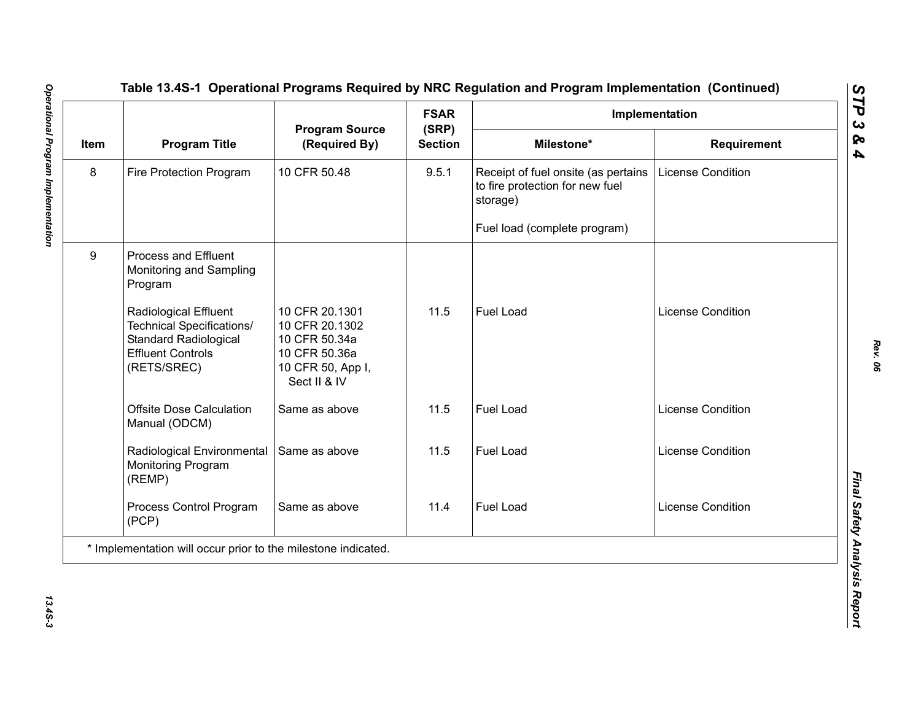Table 13.4S-1 Operational Programs Required by NRC Regulation and Program Implementation (Continued)

| Item | Program Title | Program Source (Required By) | FSAR (SRP) Section | Implementation | |
|---|---|---|---|---|---|
| | | | | Milestone* | Requirement |
| 8 | Fire Protection Program | 10 CFR 50.48 | 9.5.1 | Receipt of fuel onsite (as pertains to fire protection for new fuel storage)<br><br>Fuel load (complete program) | License Condition |
| 9 | Process and Effluent Monitoring and Sampling Program | | | | |
| | Radiological Effluent Technical Specifications/ Standard Radiological Effluent Controls (RETS/SREC) | 10 CFR 20.1301<br>10 CFR 20.1302<br>10 CFR 50.34a<br>10 CFR 50.36a<br>10 CFR 50, App I, Sect II & IV | 11.5 | Fuel Load | License Condition |
| | Offsite Dose Calculation Manual (ODCM) | Same as above | 11.5 | Fuel Load | License Condition |
| | Radiological Environmental Monitoring Program (REMP) | Same as above | 11.5 | Fuel Load | License Condition |
| | Process Control Program (PCP) | Same as above | 11.4 | Fuel Load | License Condition |

\* Implementation will occur prior to the milestone indicated.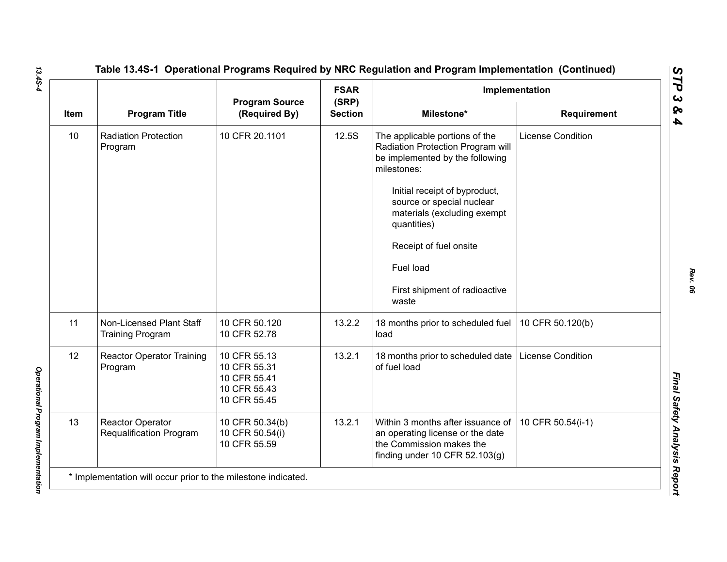## Table 13.4S-1 Operational Programs Required by NRC Regulation and Program Implementation (Continued)

| Item | Program Title | Program Source (Required By) | FSAR (SRP) Section | Implementation | |
|---|---|---|---|---|---|
| | | | | Milestone* | Requirement |
| 10 | Radiation Protection Program | 10 CFR 20.1101 | 12.5S | The applicable portions of the Radiation Protection Program will be implemented by the following milestones:<br><br>Initial receipt of byproduct, source or special nuclear materials (excluding exempt quantities)<br><br>Receipt of fuel onsite<br><br>Fuel load<br><br>First shipment of radioactive waste | License Condition |
| 11 | Non-Licensed Plant Staff Training Program | 10 CFR 50.120<br>10 CFR 52.78 | 13.2.2 | 18 months prior to scheduled fuel load | 10 CFR 50.120(b) |
| 12 | Reactor Operator Training Program | 10 CFR 55.13<br>10 CFR 55.31<br>10 CFR 55.41<br>10 CFR 55.43<br>10 CFR 55.45 | 13.2.1 | 18 months prior to scheduled date of fuel load | License Condition |
| 13 | Reactor Operator Requalification Program | 10 CFR 50.34(b)<br>10 CFR 50.54(i)<br>10 CFR 55.59 | 13.2.1 | Within 3 months after issuance of an operating license or the date the Commission makes the finding under 10 CFR 52.103(g) | 10 CFR 50.54(i-1) |

* Implementation will occur prior to the milestone indicated.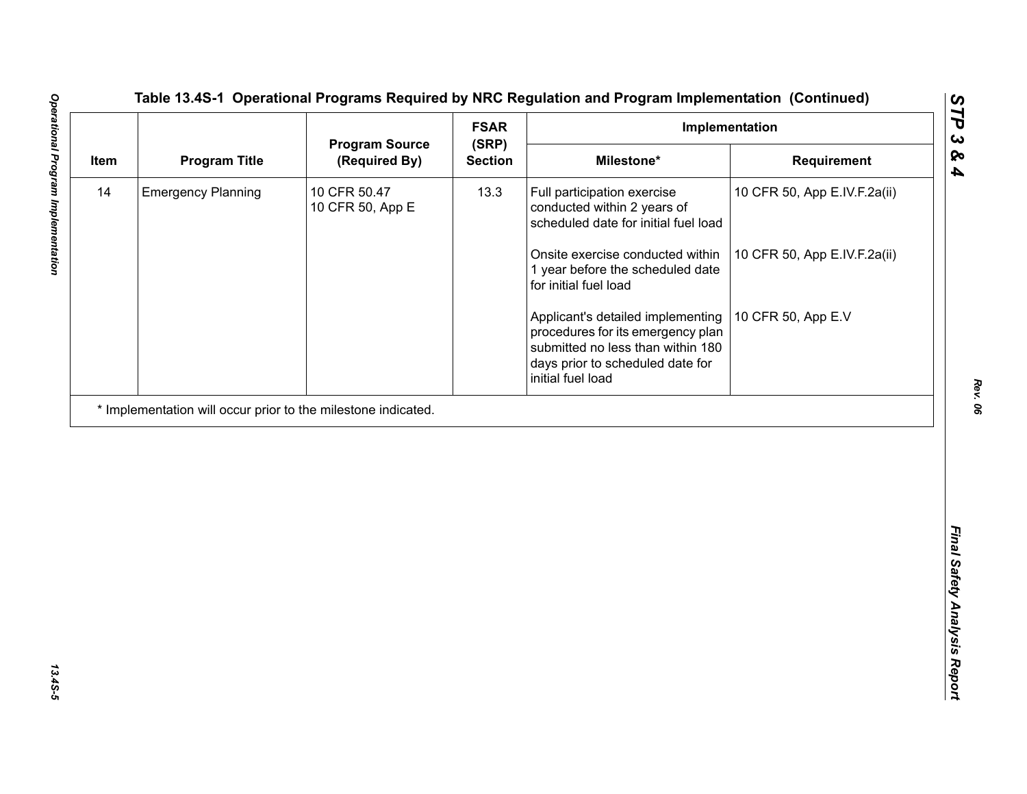**Table 13.4S-1 Operational Programs Required by NRC Regulation and Program Implementation (Continued)**

| Item | Program Title | Program Source (Required By) | FSAR (SRP) Section | Implementation | |
|---|---|---|---|---|---|
| | | | | Milestone* | Requirement |
| 14 | Emergency Planning | 10 CFR 50.47<br>10 CFR 50, App E | 13.3 | Full participation exercise conducted within 2 years of scheduled date for initial fuel load | 10 CFR 50, App E.IV.F.2a(ii) |
| | | | | Onsite exercise conducted within 1 year before the scheduled date for initial fuel load | 10 CFR 50, App E.IV.F.2a(ii) |
| | | | | Applicant's detailed implementing procedures for its emergency plan submitted no less than within 180 days prior to scheduled date for initial fuel load | 10 CFR 50, App E.V |

* Implementation will occur prior to the milestone indicated.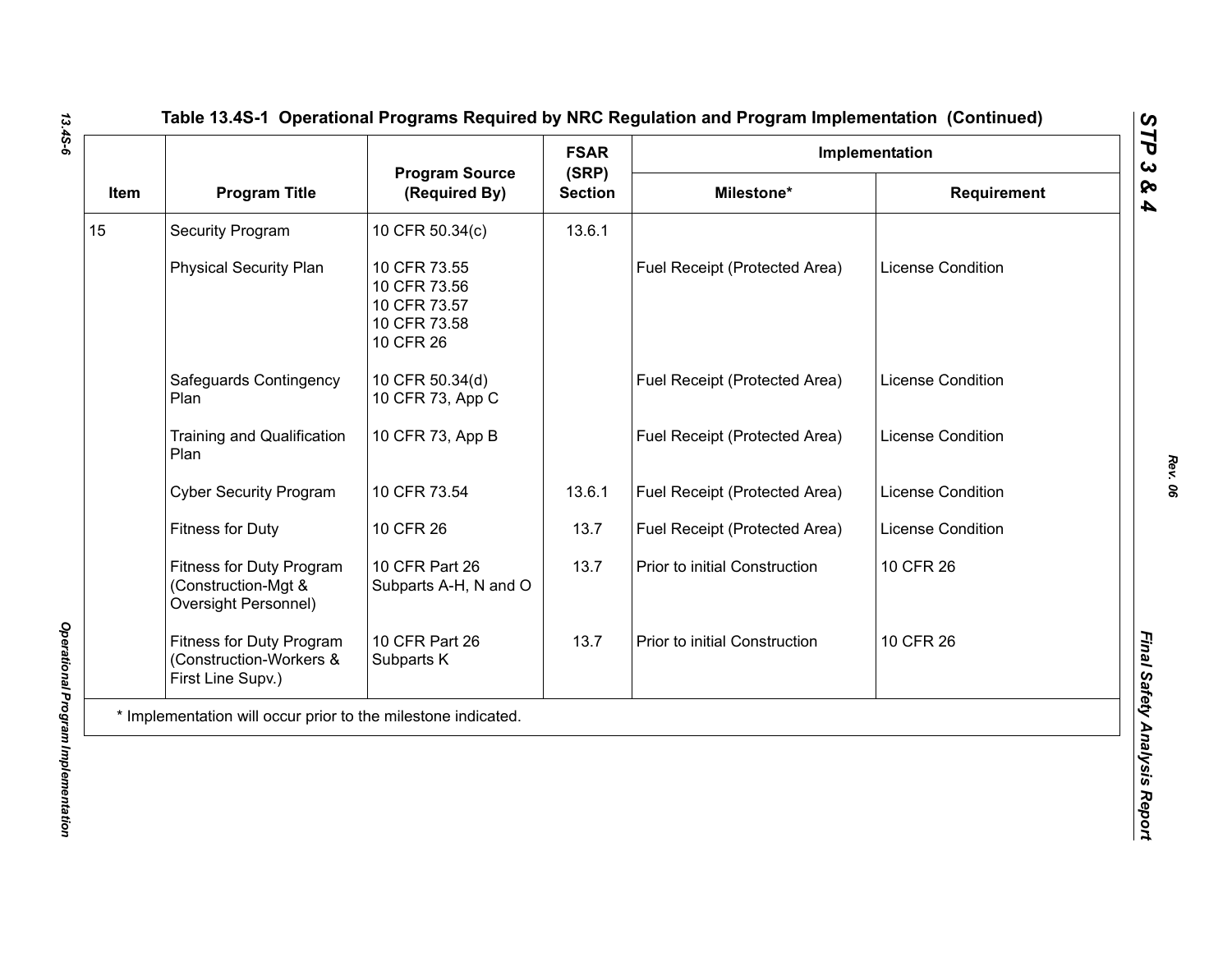**Table 13.4S-1 Operational Programs Required by NRC Regulation and Program Implementation (Continued)**

| Item | Program Title | Program Source (Required By) | FSAR (SRP) Section | Implementation | |
|---|---|---|---|---|---|
| | | | | Milestone* | Requirement |
| 15 | Security Program | 10 CFR 50.34(c) | 13.6.1 | | |
| | Physical Security Plan | 10 CFR 73.55<br>10 CFR 73.56<br>10 CFR 73.57<br>10 CFR 73.58<br>10 CFR 26 | | Fuel Receipt (Protected Area) | License Condition |
| | Safeguards Contingency Plan | 10 CFR 50.34(d)<br>10 CFR 73, App C | | Fuel Receipt (Protected Area) | License Condition |
| | Training and Qualification Plan | 10 CFR 73, App B | | Fuel Receipt (Protected Area) | License Condition |
| | Cyber Security Program | 10 CFR 73.54 | 13.6.1 | Fuel Receipt (Protected Area) | License Condition |
| | Fitness for Duty | 10 CFR 26 | 13.7 | Fuel Receipt (Protected Area) | License Condition |
| | Fitness for Duty Program (Construction-Mgt & Oversight Personnel) | 10 CFR Part 26 Subparts A-H, N and O | 13.7 | Prior to initial Construction | 10 CFR 26 |
| | Fitness for Duty Program (Construction-Workers & First Line Supv.) | 10 CFR Part 26 Subparts K | 13.7 | Prior to initial Construction | 10 CFR 26 |

* Implementation will occur prior to the milestone indicated.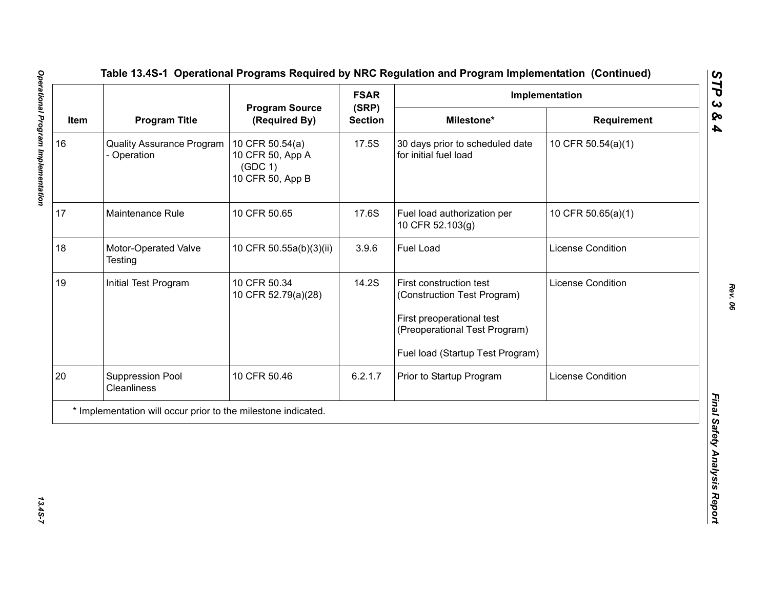## Table 13.4S-1 Operational Programs Required by NRC Regulation and Program Implementation (Continued)

| Item | Program Title | Program Source (Required By) | FSAR (SRP) Section | Implementation | |
|---|---|---|---|---|---|
| | | | | Milestone* | Requirement |
| 16 | Quality Assurance Program - Operation | 10 CFR 50.54(a)<br>10 CFR 50, App A (GDC 1)<br>10 CFR 50, App B | 17.5S | 30 days prior to scheduled date for initial fuel load | 10 CFR 50.54(a)(1) |
| 17 | Maintenance Rule | 10 CFR 50.65 | 17.6S | Fuel load authorization per 10 CFR 52.103(g) | 10 CFR 50.65(a)(1) |
| 18 | Motor-Operated Valve Testing | 10 CFR 50.55a(b)(3)(ii) | 3.9.6 | Fuel Load | License Condition |
| 19 | Initial Test Program | 10 CFR 50.34<br>10 CFR 52.79(a)(28) | 14.2S | First construction test (Construction Test Program)<br><br>First preoperational test (Preoperational Test Program)<br><br>Fuel load (Startup Test Program) | License Condition |
| 20 | Suppression Pool Cleanliness | 10 CFR 50.46 | 6.2.1.7 | Prior to Startup Program | License Condition |

* Implementation will occur prior to the milestone indicated.